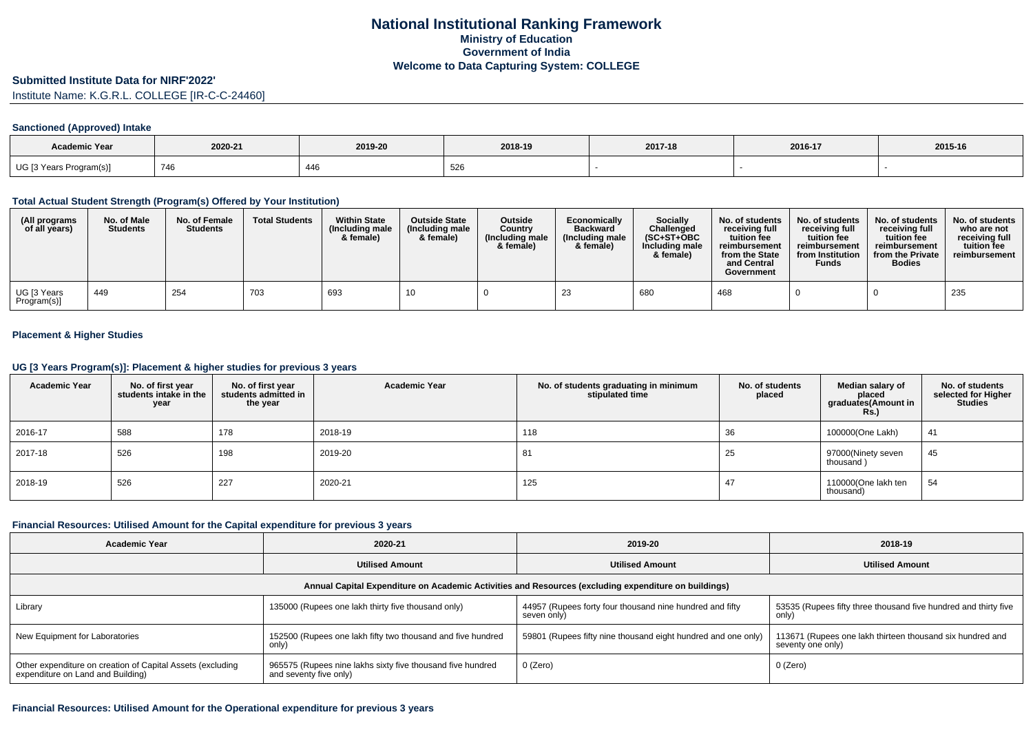# National Institutional Ranking Framework
## Ministry of Education
## Government of India
## Welcome to Data Capturing System: COLLEGE

**Submitted Institute Data for NIRF'2022'**

Institute Name: K.G.R.L. COLLEGE [IR-C-C-24460]

### Sanctioned (Approved) Intake

| Academic Year | 2020-21 | 2019-20 | 2018-19 | 2017-18 | 2016-17 | 2015-16 |
|---|---|---|---|---|---|---|
| UG [3 Years Program(s)] | 746 | 446 | 526 | - | - | - |

### Total Actual Student Strength (Program(s) Offered by Your Institution)

| (All programs of all years) | No. of Male Students | No. of Female Students | Total Students | Within State (Including male & female) | Outside State (Including male & female) | Outside Country (Including male & female) | Economically Backward (Including male & female) | Socially Challenged (SC+ST+OBC Including male & female) | No. of students receiving full tuition fee reimbursement from the State and Central Government | No. of students receiving full tuition fee reimbursement from Institution Funds | No. of students receiving full tuition fee reimbursement from the Private Bodies | No. of students who are not receiving full tuition fee reimbursement |
|---|---|---|---|---|---|---|---|---|---|---|---|---|
| UG [3 Years Program(s)] | 449 | 254 | 703 | 693 | 10 | 0 | 23 | 680 | 468 | 0 | 0 | 235 |

### Placement & Higher Studies

### UG [3 Years Program(s)]: Placement & higher studies for previous 3 years

| Academic Year | No. of first year students intake in the year | No. of first year students admitted in the year | Academic Year | No. of students graduating in minimum stipulated time | No. of students placed | Median salary of placed graduates(Amount in Rs.) | No. of students selected for Higher Studies |
|---|---|---|---|---|---|---|---|
| 2016-17 | 588 | 178 | 2018-19 | 118 | 36 | 100000(One Lakh) | 41 |
| 2017-18 | 526 | 198 | 2019-20 | 81 | 25 | 97000(Ninety seven thousand ) | 45 |
| 2018-19 | 526 | 227 | 2020-21 | 125 | 47 | 110000(One lakh ten thousand) | 54 |

### Financial Resources: Utilised Amount for the Capital expenditure for previous 3 years

| Academic Year | 2020-21 | 2019-20 | 2018-19 |
|---|---|---|---|
| | Utilised Amount | Utilised Amount | Utilised Amount |
| Annual Capital Expenditure on Academic Activities and Resources (excluding expenditure on buildings) | | | |
| Library | 135000 (Rupees one lakh thirty five thousand only) | 44957 (Rupees forty four thousand nine hundred and fifty seven only) | 53535 (Rupees fifty three thousand five hundred and thirty five only) |
| New Equipment for Laboratories | 152500 (Rupees one lakh fifty two thousand and five hundred only) | 59801 (Rupees fifty nine thousand eight hundred and one only) | 113671 (Rupees one lakh thirteen thousand six hundred and seventy one only) |
| Other expenditure on creation of Capital Assets (excluding expenditure on Land and Building) | 965575 (Rupees nine lakhs sixty five thousand five hundred and seventy five only) | 0 (Zero) | 0 (Zero) |

### Financial Resources: Utilised Amount for the Operational expenditure for previous 3 years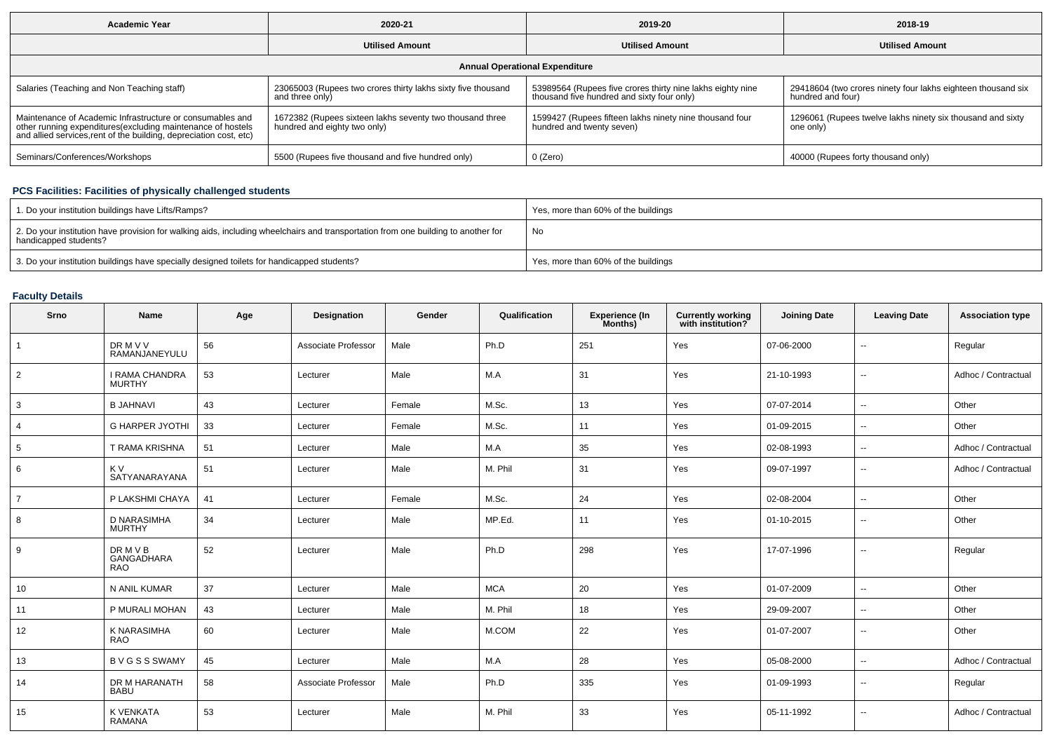| Academic Year | 2020-21 | 2019-20 | 2018-19 |
|---|---|---|---|
| | Utilised Amount | Utilised Amount | Utilised Amount |
| **Annual Operational Expenditure** | | | |
| Salaries (Teaching and Non Teaching staff) | 23065003 (Rupees two crores thirty lakhs sixty five thousand and three only) | 53989564 (Rupees five crores thirty nine lakhs eighty nine thousand five hundred and sixty four only) | 29418604 (two crores ninety four lakhs eighteen thousand six hundred and four) |
| Maintenance of Academic Infrastructure or consumables and other running expenditures(excluding maintenance of hostels and allied services,rent of the building, depreciation cost, etc) | 1672382 (Rupees sixteen lakhs seventy two thousand three hundred and eighty two only) | 1599427 (Rupees fifteen lakhs ninety nine thousand four hundred and twenty seven) | 1296061 (Rupees twelve lakhs ninety six thousand and sixty one only) |
| Seminars/Conferences/Workshops | 5500 (Rupees five thousand and five hundred only) | 0 (Zero) | 40000 (Rupees forty thousand only) |

### PCS Facilities: Facilities of physically challenged students

| | |
|---|---|
| 1. Do your institution buildings have Lifts/Ramps? | Yes, more than 60% of the buildings |
| 2. Do your institution have provision for walking aids, including wheelchairs and transportation from one building to another for handicapped students? | No |
| 3. Do your institution buildings have specially designed toilets for handicapped students? | Yes, more than 60% of the buildings |

### Faculty Details

| Srno | Name | Age | Designation | Gender | Qualification | Experience (In Months) | Currently working with institution? | Joining Date | Leaving Date | Association type |
|---|---|---|---|---|---|---|---|---|---|---|
| 1 | DR M V V RAMANJANEYULU | 56 | Associate Professor | Male | Ph.D | 251 | Yes | 07-06-2000 | -- | Regular |
| 2 | I RAMA CHANDRA MURTHY | 53 | Lecturer | Male | M.A | 31 | Yes | 21-10-1993 | -- | Adhoc / Contractual |
| 3 | B JAHNAVI | 43 | Lecturer | Female | M.Sc. | 13 | Yes | 07-07-2014 | -- | Other |
| 4 | G HARPER JYOTHI | 33 | Lecturer | Female | M.Sc. | 11 | Yes | 01-09-2015 | -- | Other |
| 5 | T RAMA KRISHNA | 51 | Lecturer | Male | M.A | 35 | Yes | 02-08-1993 | -- | Adhoc / Contractual |
| 6 | K V SATYANARAYANA | 51 | Lecturer | Male | M. Phil | 31 | Yes | 09-07-1997 | -- | Adhoc / Contractual |
| 7 | P LAKSHMI CHAYA | 41 | Lecturer | Female | M.Sc. | 24 | Yes | 02-08-2004 | -- | Other |
| 8 | D NARASIMHA MURTHY | 34 | Lecturer | Male | MP.Ed. | 11 | Yes | 01-10-2015 | -- | Other |
| 9 | DR M V B GANGADHARA RAO | 52 | Lecturer | Male | Ph.D | 298 | Yes | 17-07-1996 | -- | Regular |
| 10 | N ANIL KUMAR | 37 | Lecturer | Male | MCA | 20 | Yes | 01-07-2009 | -- | Other |
| 11 | P MURALI MOHAN | 43 | Lecturer | Male | M. Phil | 18 | Yes | 29-09-2007 | -- | Other |
| 12 | K NARASIMHA RAO | 60 | Lecturer | Male | M.COM | 22 | Yes | 01-07-2007 | -- | Other |
| 13 | B V G S S SWAMY | 45 | Lecturer | Male | M.A | 28 | Yes | 05-08-2000 | -- | Adhoc / Contractual |
| 14 | DR M HARANATH BABU | 58 | Associate Professor | Male | Ph.D | 335 | Yes | 01-09-1993 | -- | Regular |
| 15 | K VENKATA RAMANA | 53 | Lecturer | Male | M. Phil | 33 | Yes | 05-11-1992 | -- | Adhoc / Contractual |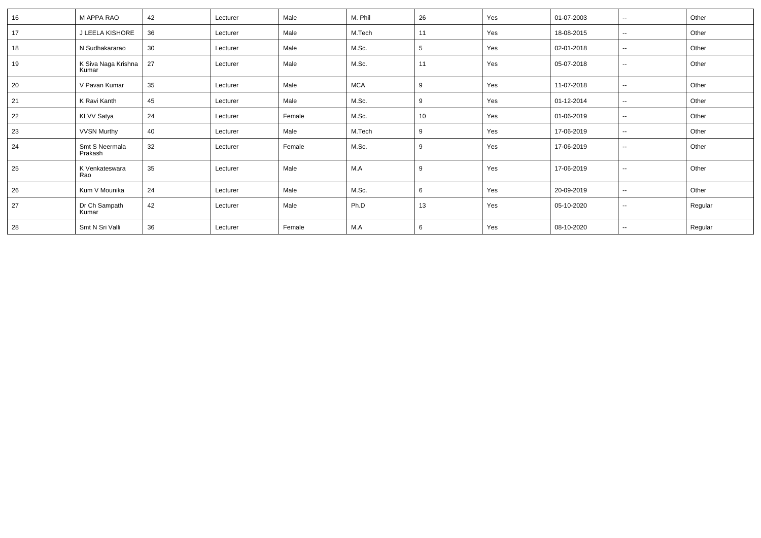| | | | | | | | | | | |
|---|---|---|---|---|---|---|---|---|---|---|
| 16 | M APPA RAO | 42 | Lecturer | Male | M. Phil | 26 | Yes | 01-07-2003 | -- | Other |
| 17 | J LEELA KISHORE | 36 | Lecturer | Male | M.Tech | 11 | Yes | 18-08-2015 | -- | Other |
| 18 | N Sudhakararao | 30 | Lecturer | Male | M.Sc. | 5 | Yes | 02-01-2018 | -- | Other |
| 19 | K Siva Naga Krishna Kumar | 27 | Lecturer | Male | M.Sc. | 11 | Yes | 05-07-2018 | -- | Other |
| 20 | V Pavan Kumar | 35 | Lecturer | Male | MCA | 9 | Yes | 11-07-2018 | -- | Other |
| 21 | K Ravi Kanth | 45 | Lecturer | Male | M.Sc. | 9 | Yes | 01-12-2014 | -- | Other |
| 22 | KLVV Satya | 24 | Lecturer | Female | M.Sc. | 10 | Yes | 01-06-2019 | -- | Other |
| 23 | VVSN Murthy | 40 | Lecturer | Male | M.Tech | 9 | Yes | 17-06-2019 | -- | Other |
| 24 | Smt S Neermala Prakash | 32 | Lecturer | Female | M.Sc. | 9 | Yes | 17-06-2019 | -- | Other |
| 25 | K Venkateswara Rao | 35 | Lecturer | Male | M.A | 9 | Yes | 17-06-2019 | -- | Other |
| 26 | Kum V Mounika | 24 | Lecturer | Male | M.Sc. | 6 | Yes | 20-09-2019 | -- | Other |
| 27 | Dr Ch Sampath Kumar | 42 | Lecturer | Male | Ph.D | 13 | Yes | 05-10-2020 | -- | Regular |
| 28 | Smt N Sri Valli | 36 | Lecturer | Female | M.A | 6 | Yes | 08-10-2020 | -- | Regular |